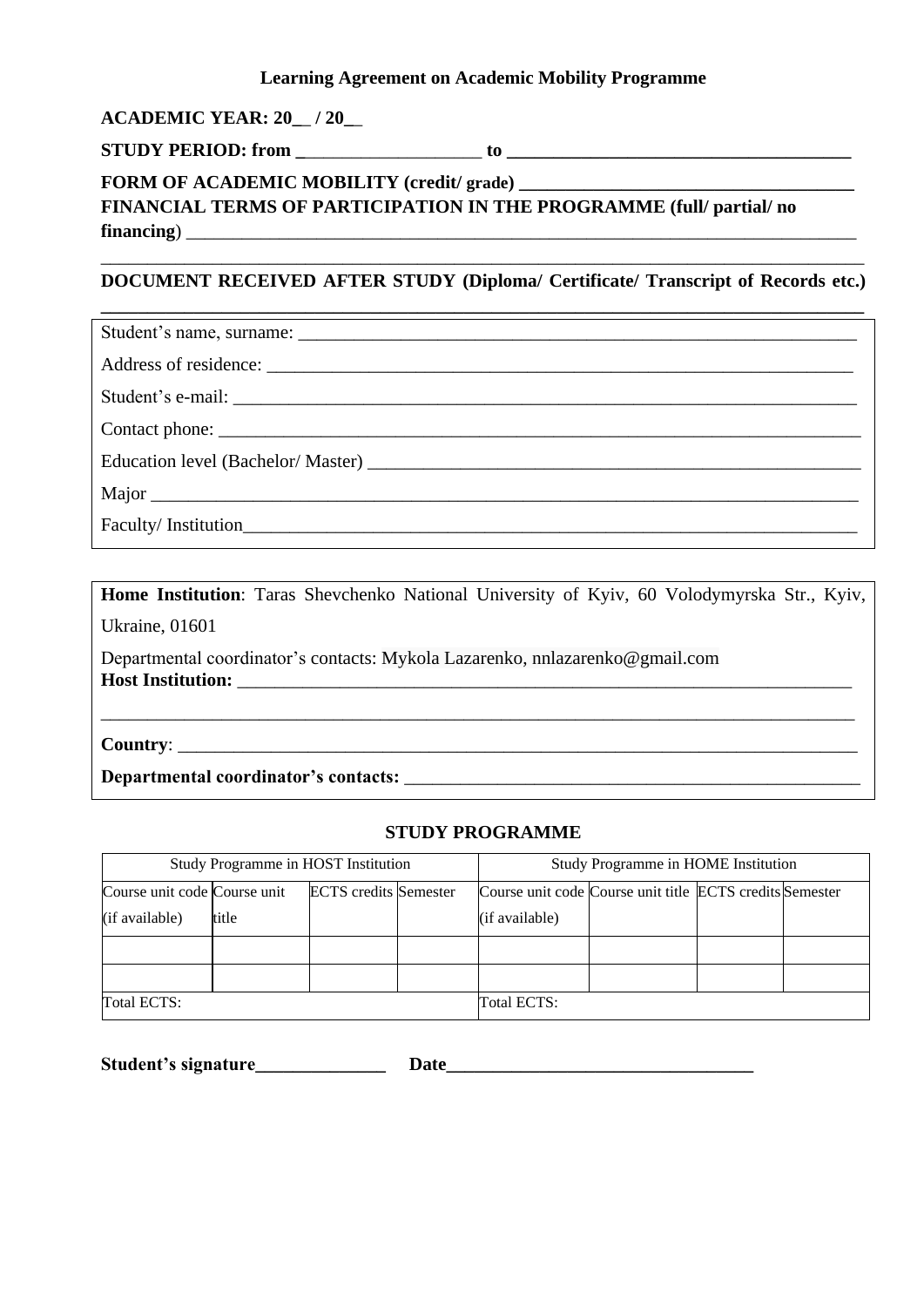**Learning Agreement on Academic Mobility Programme**

**ACADEMIC YEAR: 20__ / 20__**

**STUDY PERIOD: from ____________________ to _____________________________________**

**FORM OF ACADEMIC MOBILITY (credit/ grade) ___________________________________**

**FINANCIAL TERMS OF PARTICIPATION IN THE PROGRAMME (full/ partial/ no financing**) _________________________________________________________________________

_________________________________________________________________________________

**DOCUMENT RECEIVED AFTER STUDY (Diploma/ Certificate/ Transcript of Records etc.)**

_________________________________________________________________________________

Student's name, surname: ____________________________________________________________

Address of residence: _______________________________________________________________

Student's e-mail: ___________________________________________________________________

Contact phone: _____________________________________________________________________

Education level (Bachelor/ Master) ____________________________________________________

Major ____________________________________________________________________________

Faculty/ Institution__________________________________________________________________

**Home Institution**: Taras Shevchenko National University of Kyiv, 60 Volodymyrska Str., Kyiv, Ukraine, 01601

Departmental coordinator's contacts: Mykola Lazarenko, nnlazarenko@gmail.com

**Host Institution:** ________________________________________________________________

_________________________________________________________________________________

**Country**: _________________________________________________________________________

**Departmental coordinator's contacts:** ________________________________________________

## STUDY PROGRAMME

| Study Programme in HOST Institution | | | | Study Programme in HOME Institution | | | |
|---|---|---|---|---|---|---|---|
| Course unit code (if available) | Course unit title | ECTS credits | Semester | Course unit code (if available) | Course unit title | ECTS credits | Semester |
| | | | | | | | |
| | | | | | | | |
| Total ECTS: | | | | Total ECTS: | | | |

**Student's signature______________ Date_________________________________**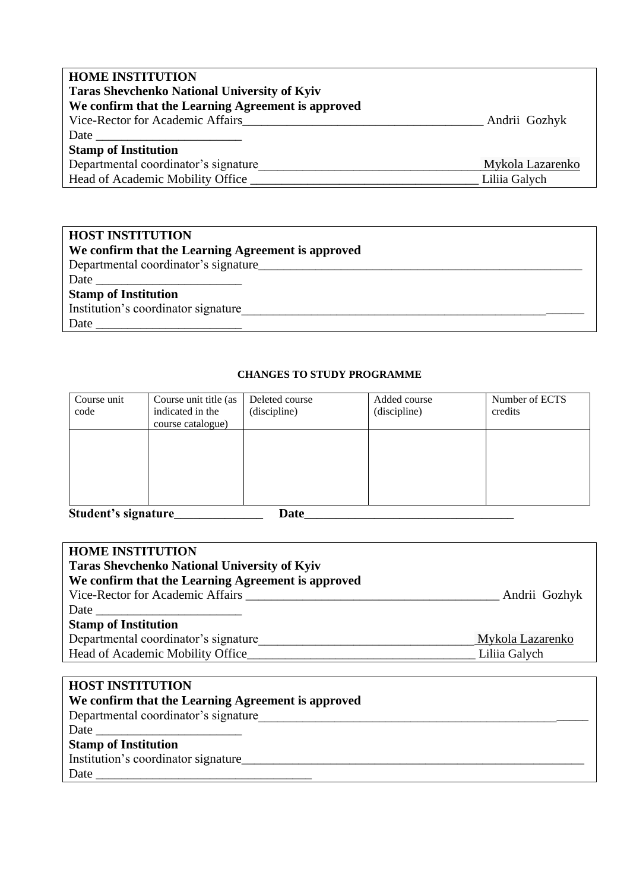**HOME INSTITUTION**
**Taras Shevchenko National University of Kyiv**
**We confirm that the Learning Agreement is approved**
Vice-Rector for Academic Affairs_____________________________________ Andrii Gozhyk
Date ______________________
**Stamp of Institution**
Departmental coordinator's signature_________________________________ Mykola Lazarenko
Head of Academic Mobility Office __________________________________ Liliia Galych

**HOST INSTITUTION**
**We confirm that the Learning Agreement is approved**
Departmental coordinator's signature__________________________________________________
Date ______________________
**Stamp of Institution**
Institution's coordinator signature___________________________________________________
Date ______________________

**CHANGES TO STUDY PROGRAMME**

| Course unit code | Course unit title (as indicated in the course catalogue) | Deleted course (discipline) | Added course (discipline) | Number of ECTS credits |
|---|---|---|---|---|
| | | | | |

**Student's signature______________ Date_________________________________**

**HOME INSTITUTION**
**Taras Shevchenko National University of Kyiv**
**We confirm that the Learning Agreement is approved**
Vice-Rector for Academic Affairs ______________________________________ Andrii Gozhyk
Date ______________________
**Stamp of Institution**
Departmental coordinator's signature_________________________________ Mykola Lazarenko
Head of Academic Mobility Office__________________________________ Liliia Galych

**HOST INSTITUTION**
**We confirm that the Learning Agreement is approved**
Departmental coordinator's signature__________________________________________________
Date ______________________
**Stamp of Institution**
Institution's coordinator signature___________________________________________________
Date _________________________________